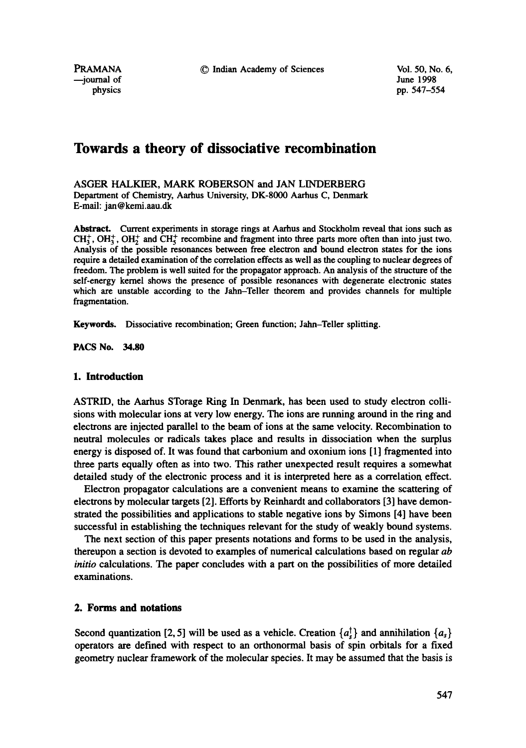# Towards a theory of dissociative recombination

ASGER HALKIER, MARK ROBERSON and JAN LINDERBERG
Department of Chemistry, Aarhus University, DK-8000 Aarhus C, Denmark
E-mail: jan@kemi.aau.dk

**Abstract.** Current experiments in storage rings at Aarhus and Stockholm reveal that ions such as $CH_3^+$, $OH_3^+$, $OH_2^+$ and $CH_5^+$ recombine and fragment into three parts more often than into just two. Analysis of the possible resonances between free electron and bound electron states for the ions require a detailed examination of the correlation effects as well as the coupling to nuclear degrees of freedom. The problem is well suited for the propagator approach. An analysis of the structure of the self-energy kernel shows the presence of possible resonances with degenerate electronic states which are unstable according to the Jahn–Teller theorem and provides channels for multiple fragmentation.

**Keywords.** Dissociative recombination; Green function; Jahn–Teller splitting.

**PACS No. 34.80**

## 1. Introduction

ASTRID, the Aarhus STorage Ring In Denmark, has been used to study electron collisions with molecular ions at very low energy. The ions are running around in the ring and electrons are injected parallel to the beam of ions at the same velocity. Recombination to neutral molecules or radicals takes place and results in dissociation when the surplus energy is disposed of. It was found that carbonium and oxonium ions [1] fragmented into three parts equally often as into two. This rather unexpected result requires a somewhat detailed study of the electronic process and it is interpreted here as a correlation effect.

Electron propagator calculations are a convenient means to examine the scattering of electrons by molecular targets [2]. Efforts by Reinhardt and collaborators [3] have demonstrated the possibilities and applications to stable negative ions by Simons [4] have been successful in establishing the techniques relevant for the study of weakly bound systems.

The next section of this paper presents notations and forms to be used in the analysis, thereupon a section is devoted to examples of numerical calculations based on regular *ab initio* calculations. The paper concludes with a part on the possibilities of more detailed examinations.

## 2. Forms and notations

Second quantization [2, 5] will be used as a vehicle. Creation $\{a_s^\dagger\}$ and annihilation $\{a_s\}$ operators are defined with respect to an orthonormal basis of spin orbitals for a fixed geometry nuclear framework of the molecular species. It may be assumed that the basis is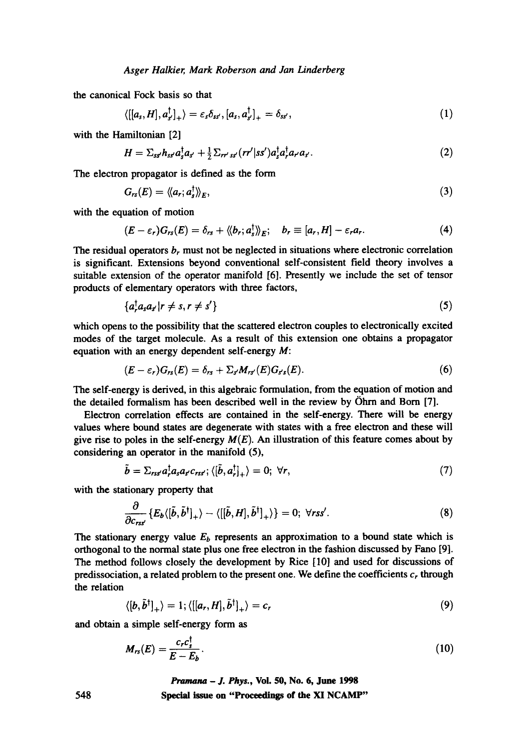the canonical Fock basis so that

$$\langle [[a_s, H], a_{s'}^\dagger]_+ \rangle = \varepsilon_s \delta_{ss'}, [a_s, a_{s'}^\dagger]_+ = \delta_{ss'}, \tag{1}$$

with the Hamiltonian [2]

$$H = \Sigma_{ss'} h_{ss'} a_s^\dagger a_{s'} + \tfrac{1}{2} \Sigma_{rr'ss'} (rr'|ss') a_s^\dagger a_r^\dagger a_{r'} a_{s'}. \tag{2}$$

The electron propagator is defined as the form

$$G_{rs}(E) = \langle\langle a_r; a_s^\dagger \rangle\rangle_E, \tag{3}$$

with the equation of motion

$$(E - \varepsilon_r) G_{rs}(E) = \delta_{rs} + \langle\langle b_r; a_s^\dagger \rangle\rangle_E; \quad b_r \equiv [a_r, H] - \varepsilon_r a_r. \tag{4}$$

The residual operators $b_r$ must not be neglected in situations where electronic correlation is significant. Extensions beyond conventional self-consistent field theory involves a suitable extension of the operator manifold [6]. Presently we include the set of tensor products of elementary operators with three factors,

$$\{ a_r^\dagger a_s a_{s'} | r \neq s, r \neq s' \} \tag{5}$$

which opens to the possibility that the scattered electron couples to electronically excited modes of the target molecule. As a result of this extension one obtains a propagator equation with an energy dependent self-energy $M$:

$$(E - \varepsilon_r) G_{rs}(E) = \delta_{rs} + \Sigma_{s'} M_{rs'}(E) G_{s's}(E). \tag{6}$$

The self-energy is derived, in this algebraic formulation, from the equation of motion and the detailed formalism has been described well in the review by Öhrn and Born [7].

Electron correlation effects are contained in the self-energy. There will be energy values where bound states are degenerate with states with a free electron and these will give rise to poles in the self-energy $M(E)$. An illustration of this feature comes about by considering an operator in the manifold (5),

$$\tilde{b} = \Sigma_{rss'} a_r^\dagger a_s a_{s'} c_{rss'}; \langle [\tilde{b}, a_r^\dagger]_+ \rangle = 0; \ \forall r, \tag{7}$$

with the stationary property that

$$\frac{\partial}{\partial c_{rss'}} \{ E_b \langle [\tilde{b}, \tilde{b}^\dagger]_+ \rangle - \langle [[\tilde{b}, H], \tilde{b}^\dagger]_+ \rangle \} = 0; \ \forall rss'. \tag{8}$$

The stationary energy value $E_b$ represents an approximation to a bound state which is orthogonal to the normal state plus one free electron in the fashion discussed by Fano [9]. The method follows closely the development by Rice [10] and used for discussions of predissociation, a related problem to the present one. We define the coefficients $c_r$ through the relation

$$\langle [b, \tilde{b}^\dagger]_+ \rangle = 1; \langle [[a_r, H], \tilde{b}^\dagger]_+ \rangle = c_r \tag{9}$$

and obtain a simple self-energy form as

$$M_{rs}(E) = \frac{c_r c_s^\dagger}{E - E_b}. \tag{10}$$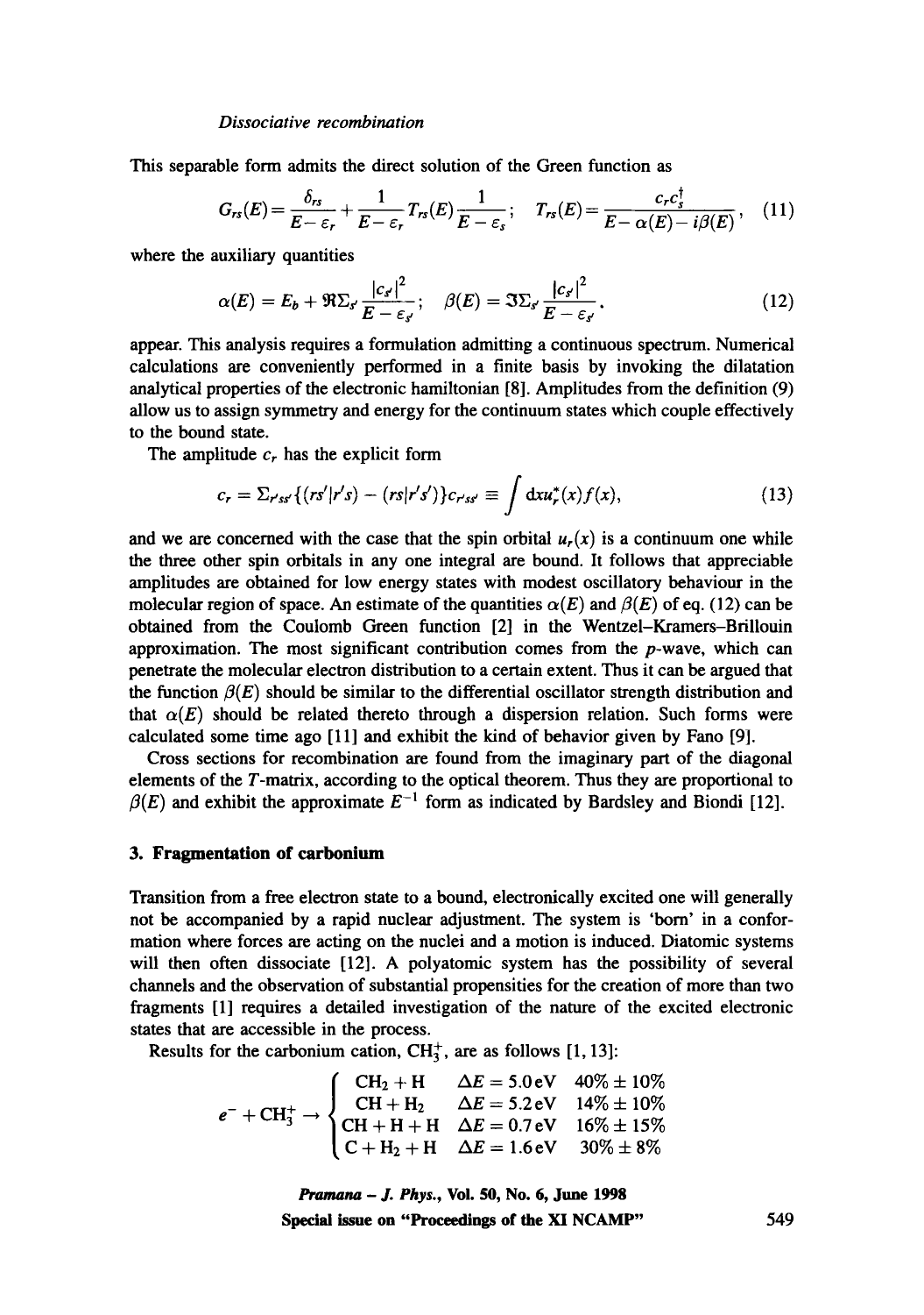This separable form admits the direct solution of the Green function as

$$G_{rs}(E) = \frac{\delta_{rs}}{E-\varepsilon_r} + \frac{1}{E-\varepsilon_r} T_{rs}(E) \frac{1}{E-\varepsilon_s}; \quad T_{rs}(E) = \frac{c_r c_s^\dagger}{E - \alpha(E) - i\beta(E)}, \tag{11}$$

where the auxiliary quantities

$$\alpha(E) = E_b + \Re \Sigma_{s'} \frac{|c_{s'}|^2}{E - \varepsilon_{s'}}; \quad \beta(E) = \Im \Sigma_{s'} \frac{|c_{s'}|^2}{E - \varepsilon_{s'}}. \tag{12}$$

appear. This analysis requires a formulation admitting a continuous spectrum. Numerical calculations are conveniently performed in a finite basis by invoking the dilatation analytical properties of the electronic hamiltonian [8]. Amplitudes from the definition (9) allow us to assign symmetry and energy for the continuum states which couple effectively to the bound state.

The amplitude $c_r$ has the explicit form

$$c_r = \Sigma_{r'ss'}\{(rs'|r's) - (rs|r's')\} c_{r'ss'} \equiv \int \mathrm{d}x u_r^*(x) f(x), \tag{13}$$

and we are concerned with the case that the spin orbital $u_r(x)$ is a continuum one while the three other spin orbitals in any one integral are bound. It follows that appreciable amplitudes are obtained for low energy states with modest oscillatory behaviour in the molecular region of space. An estimate of the quantities $\alpha(E)$ and $\beta(E)$ of eq. (12) can be obtained from the Coulomb Green function [2] in the Wentzel–Kramers–Brillouin approximation. The most significant contribution comes from the $p$-wave, which can penetrate the molecular electron distribution to a certain extent. Thus it can be argued that the function $\beta(E)$ should be similar to the differential oscillator strength distribution and that $\alpha(E)$ should be related thereto through a dispersion relation. Such forms were calculated some time ago [11] and exhibit the kind of behavior given by Fano [9].

Cross sections for recombination are found from the imaginary part of the diagonal elements of the $T$-matrix, according to the optical theorem. Thus they are proportional to $\beta(E)$ and exhibit the approximate $E^{-1}$ form as indicated by Bardsley and Biondi [12].

## 3. Fragmentation of carbonium

Transition from a free electron state to a bound, electronically excited one will generally not be accompanied by a rapid nuclear adjustment. The system is 'born' in a conformation where forces are acting on the nuclei and a motion is induced. Diatomic systems will then often dissociate [12]. A polyatomic system has the possibility of several channels and the observation of substantial propensities for the creation of more than two fragments [1] requires a detailed investigation of the nature of the excited electronic states that are accessible in the process.

Results for the carbonium cation, $CH_3^+$, are as follows [1, 13]:

$$e^- + CH_3^+ \rightarrow \begin{cases} CH_2 + H & \Delta E = 5.0\,\text{eV} & 40\% \pm 10\% \\ CH + H_2 & \Delta E = 5.2\,\text{eV} & 14\% \pm 10\% \\ CH + H + H & \Delta E = 0.7\,\text{eV} & 16\% \pm 15\% \\ C + H_2 + H & \Delta E = 1.6\,\text{eV} & 30\% \pm 8\% \end{cases}$$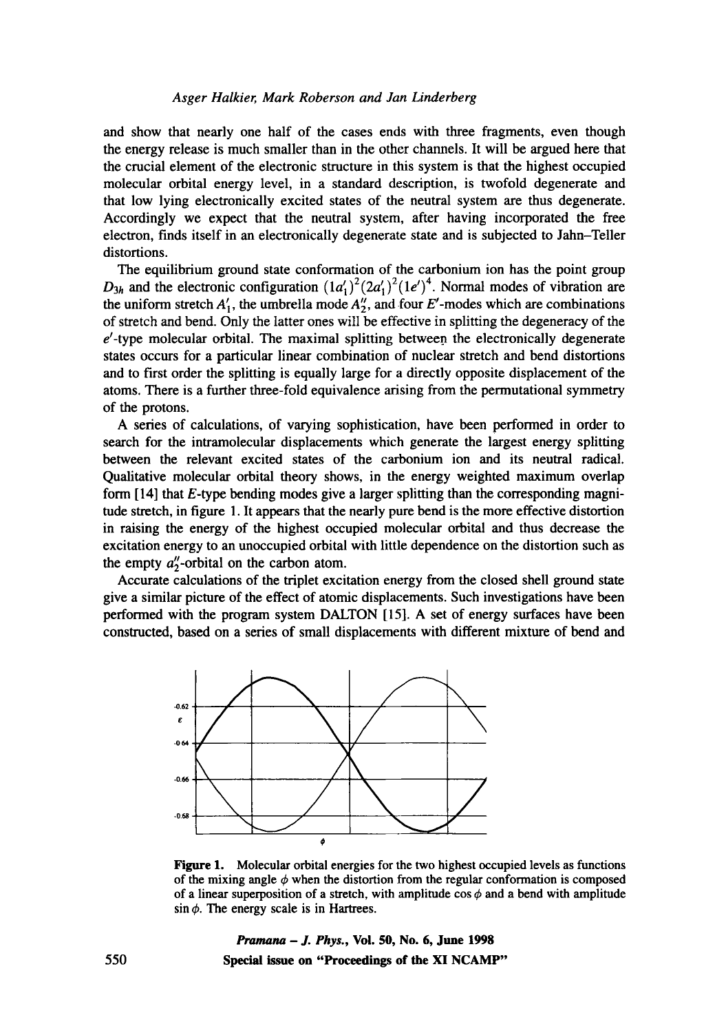and show that nearly one half of the cases ends with three fragments, even though the energy release is much smaller than in the other channels. It will be argued here that the crucial element of the electronic structure in this system is that the highest occupied molecular orbital energy level, in a standard description, is twofold degenerate and that low lying electronically excited states of the neutral system are thus degenerate. Accordingly we expect that the neutral system, after having incorporated the free electron, finds itself in an electronically degenerate state and is subjected to Jahn–Teller distortions.

The equilibrium ground state conformation of the carbonium ion has the point group $D_{3h}$ and the electronic configuration $(1a_1')^2(2a_1')^2(1e')^4$. Normal modes of vibration are the uniform stretch $A_1'$, the umbrella mode $A_2''$, and four $E'$-modes which are combinations of stretch and bend. Only the latter ones will be effective in splitting the degeneracy of the $e'$-type molecular orbital. The maximal splitting between the electronically degenerate states occurs for a particular linear combination of nuclear stretch and bend distortions and to first order the splitting is equally large for a directly opposite displacement of the atoms. There is a further three-fold equivalence arising from the permutational symmetry of the protons.

A series of calculations, of varying sophistication, have been performed in order to search for the intramolecular displacements which generate the largest energy splitting between the relevant excited states of the carbonium ion and its neutral radical. Qualitative molecular orbital theory shows, in the energy weighted maximum overlap form [14] that $E$-type bending modes give a larger splitting than the corresponding magnitude stretch, in figure 1. It appears that the nearly pure bend is the more effective distortion in raising the energy of the highest occupied molecular orbital and thus decrease the excitation energy to an unoccupied orbital with little dependence on the distortion such as the empty $a_2''$-orbital on the carbon atom.

Accurate calculations of the triplet excitation energy from the closed shell ground state give a similar picture of the effect of atomic displacements. Such investigations have been performed with the program system DALTON [15]. A set of energy surfaces have been constructed, based on a series of small displacements with different mixture of bend and

**Figure 1.** Molecular orbital energies for the two highest occupied levels as functions of the mixing angle $\phi$ when the distortion from the regular conformation is composed of a linear superposition of a stretch, with amplitude $\cos\phi$ and a bend with amplitude $\sin\phi$. The energy scale is in Hartrees.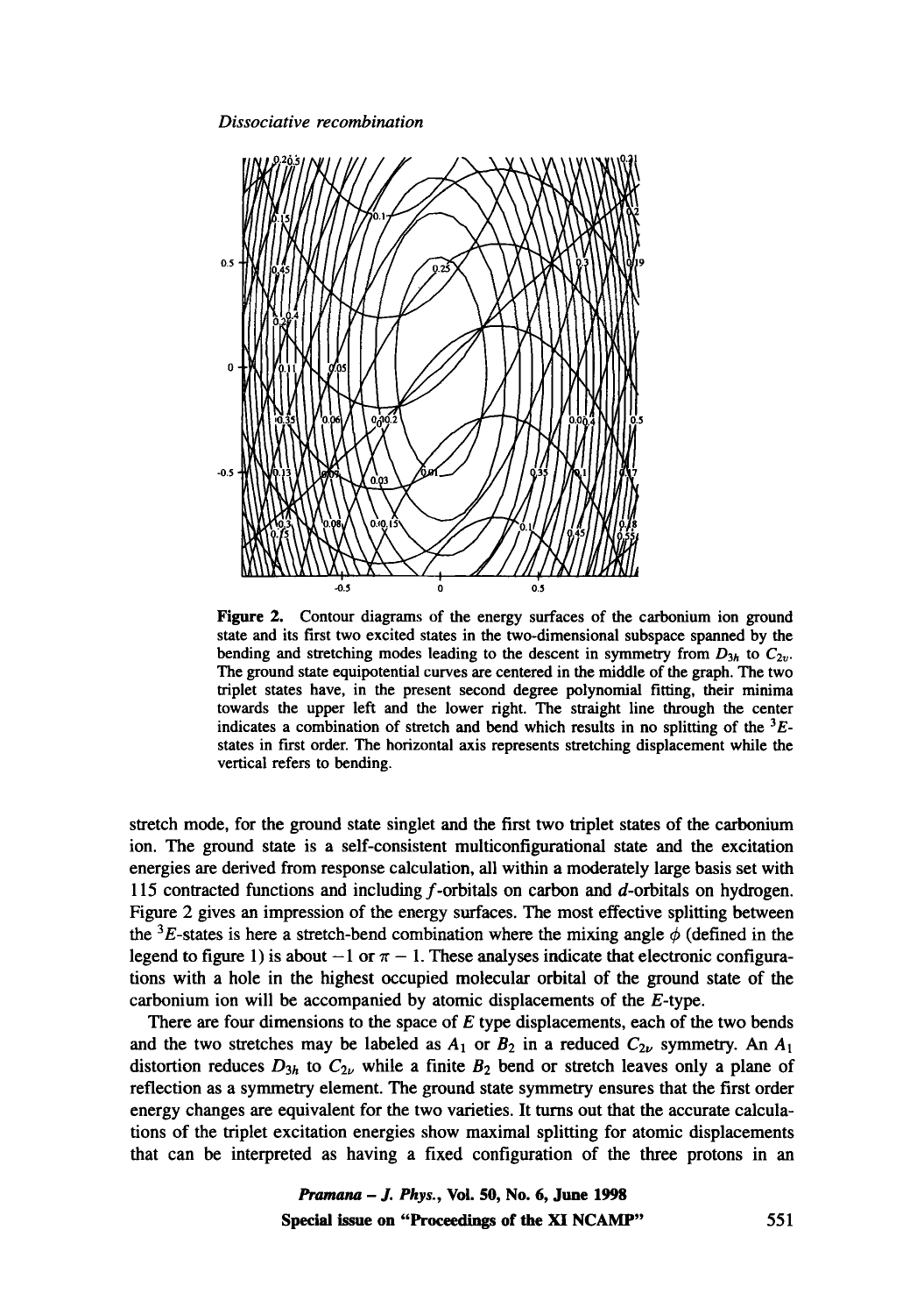Figure 2. Contour diagrams of the energy surfaces of the carbonium ion ground state and its first two excited states in the two-dimensional subspace spanned by the bending and stretching modes leading to the descent in symmetry from $D_{3h}$ to $C_{2v}$. The ground state equipotential curves are centered in the middle of the graph. The two triplet states have, in the present second degree polynomial fitting, their minima towards the upper left and the lower right. The straight line through the center indicates a combination of stretch and bend which results in no splitting of the $^3E$-states in first order. The horizontal axis represents stretching displacement while the vertical refers to bending.

stretch mode, for the ground state singlet and the first two triplet states of the carbonium ion. The ground state is a self-consistent multiconfigurational state and the excitation energies are derived from response calculation, all within a moderately large basis set with 115 contracted functions and including $f$-orbitals on carbon and $d$-orbitals on hydrogen. Figure 2 gives an impression of the energy surfaces. The most effective splitting between the $^3E$-states is here a stretch-bend combination where the mixing angle $\phi$ (defined in the legend to figure 1) is about $-1$ or $\pi - 1$. These analyses indicate that electronic configurations with a hole in the highest occupied molecular orbital of the ground state of the carbonium ion will be accompanied by atomic displacements of the $E$-type.

There are four dimensions to the space of $E$ type displacements, each of the two bends and the two stretches may be labeled as $A_1$ or $B_2$ in a reduced $C_{2v}$ symmetry. An $A_1$ distortion reduces $D_{3h}$ to $C_{2v}$ while a finite $B_2$ bend or stretch leaves only a plane of reflection as a symmetry element. The ground state symmetry ensures that the first order energy changes are equivalent for the two varieties. It turns out that the accurate calculations of the triplet excitation energies show maximal splitting for atomic displacements that can be interpreted as having a fixed configuration of the three protons in an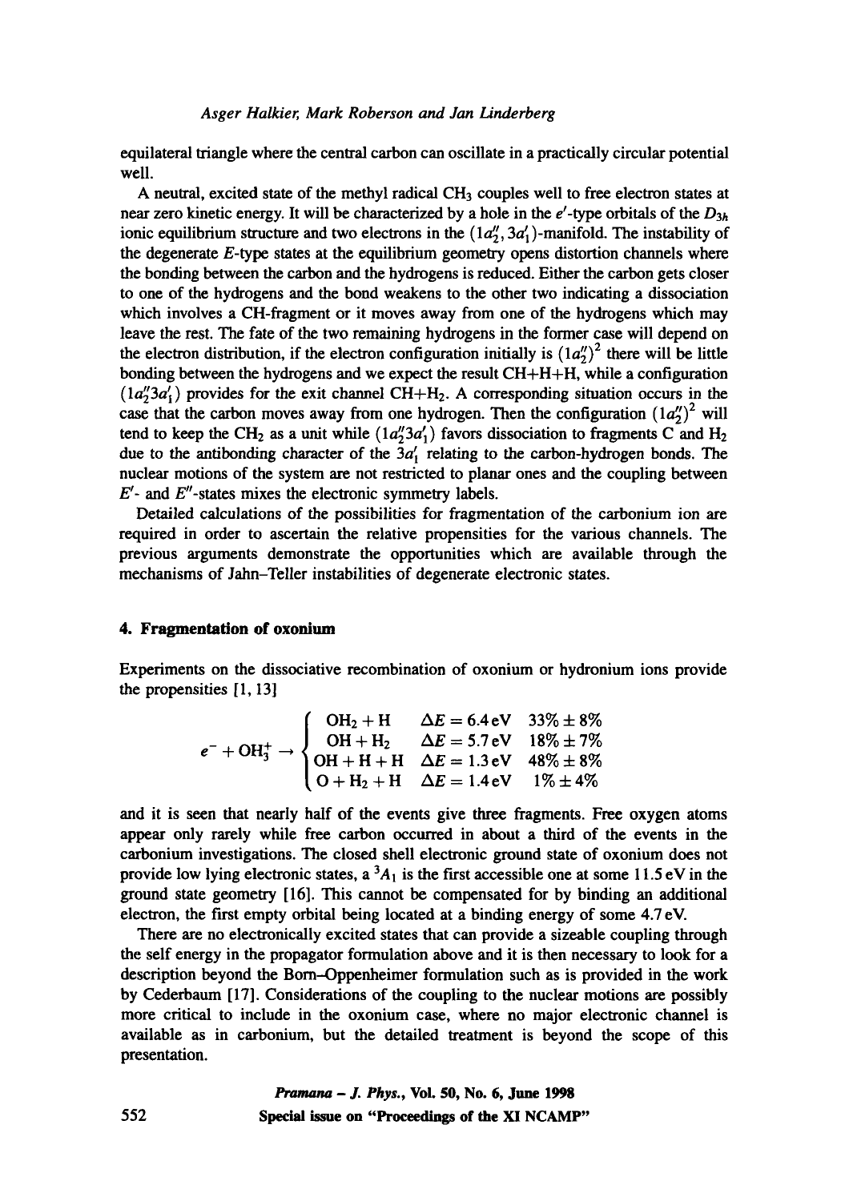equilateral triangle where the central carbon can oscillate in a practically circular potential well.

A neutral, excited state of the methyl radical $CH_3$ couples well to free electron states at near zero kinetic energy. It will be characterized by a hole in the $e'$-type orbitals of the $D_{3h}$ ionic equilibrium structure and two electrons in the $(1a_2'', 3a_1')$-manifold. The instability of the degenerate $E$-type states at the equilibrium geometry opens distortion channels where the bonding between the carbon and the hydrogens is reduced. Either the carbon gets closer to one of the hydrogens and the bond weakens to the other two indicating a dissociation which involves a CH-fragment or it moves away from one of the hydrogens which may leave the rest. The fate of the two remaining hydrogens in the former case will depend on the electron distribution, if the electron configuration initially is $(1a_2'')^2$ there will be little bonding between the hydrogens and we expect the result CH+H+H, while a configuration $(1a_2''3a_1')$ provides for the exit channel $CH+H_2$. A corresponding situation occurs in the case that the carbon moves away from one hydrogen. Then the configuration $(1a_2'')^2$ will tend to keep the $CH_2$ as a unit while $(1a_2''3a_1')$ favors dissociation to fragments C and $H_2$ due to the antibonding character of the $3a_1'$ relating to the carbon-hydrogen bonds. The nuclear motions of the system are not restricted to planar ones and the coupling between $E'$- and $E''$-states mixes the electronic symmetry labels.

Detailed calculations of the possibilities for fragmentation of the carbonium ion are required in order to ascertain the relative propensities for the various channels. The previous arguments demonstrate the opportunities which are available through the mechanisms of Jahn–Teller instabilities of degenerate electronic states.

## 4. Fragmentation of oxonium

Experiments on the dissociative recombination of oxonium or hydronium ions provide the propensities [1, 13]

$$
e^- + OH_3^+ \rightarrow \begin{cases} OH_2 + H & \Delta E = 6.4\,\text{eV} \quad 33\% \pm 8\% \\ OH + H_2 & \Delta E = 5.7\,\text{eV} \quad 18\% \pm 7\% \\ OH + H + H & \Delta E = 1.3\,\text{eV} \quad 48\% \pm 8\% \\ O + H_2 + H & \Delta E = 1.4\,\text{eV} \quad 1\% \pm 4\% \end{cases}
$$

and it is seen that nearly half of the events give three fragments. Free oxygen atoms appear only rarely while free carbon occurred in about a third of the events in the carbonium investigations. The closed shell electronic ground state of oxonium does not provide low lying electronic states, a $^3A_1$ is the first accessible one at some 11.5 eV in the ground state geometry [16]. This cannot be compensated for by binding an additional electron, the first empty orbital being located at a binding energy of some 4.7 eV.

There are no electronically excited states that can provide a sizeable coupling through the self energy in the propagator formulation above and it is then necessary to look for a description beyond the Born–Oppenheimer formulation such as is provided in the work by Cederbaum [17]. Considerations of the coupling to the nuclear motions are possibly more critical to include in the oxonium case, where no major electronic channel is available as in carbonium, but the detailed treatment is beyond the scope of this presentation.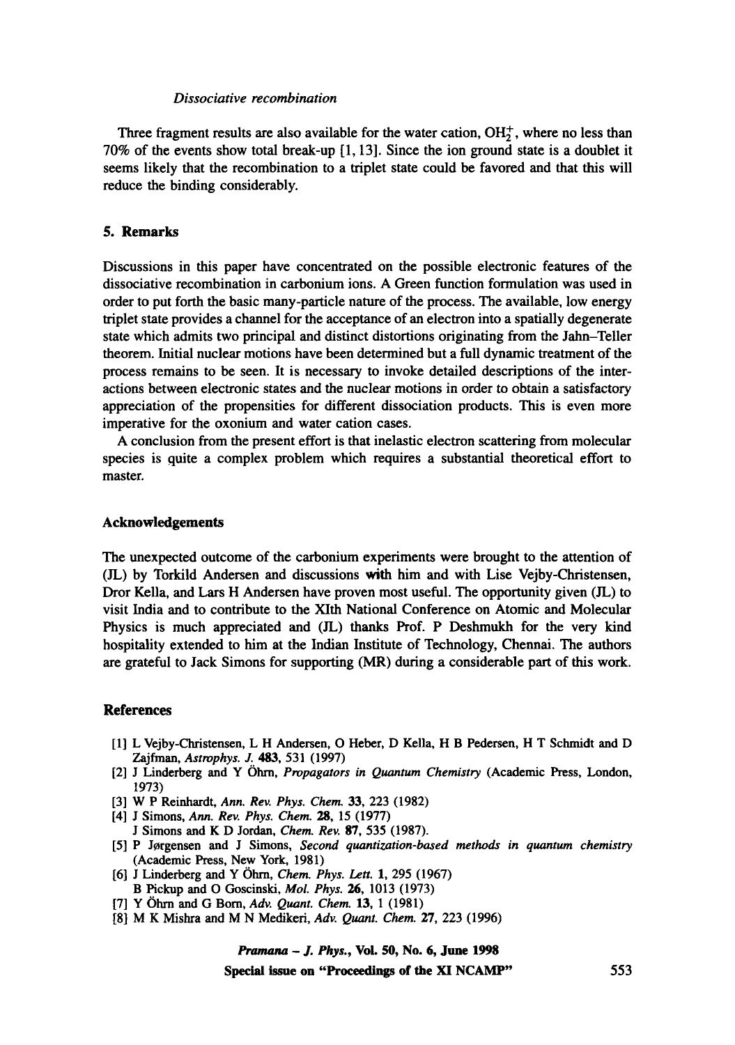Three fragment results are also available for the water cation, $OH_2^+$, where no less than 70% of the events show total break-up [1, 13]. Since the ion ground state is a doublet it seems likely that the recombination to a triplet state could be favored and that this will reduce the binding considerably.

## 5. Remarks

Discussions in this paper have concentrated on the possible electronic features of the dissociative recombination in carbonium ions. A Green function formulation was used in order to put forth the basic many-particle nature of the process. The available, low energy triplet state provides a channel for the acceptance of an electron into a spatially degenerate state which admits two principal and distinct distortions originating from the Jahn–Teller theorem. Initial nuclear motions have been determined but a full dynamic treatment of the process remains to be seen. It is necessary to invoke detailed descriptions of the interactions between electronic states and the nuclear motions in order to obtain a satisfactory appreciation of the propensities for different dissociation products. This is even more imperative for the oxonium and water cation cases.

A conclusion from the present effort is that inelastic electron scattering from molecular species is quite a complex problem which requires a substantial theoretical effort to master.

### Acknowledgements

The unexpected outcome of the carbonium experiments were brought to the attention of (JL) by Torkild Andersen and discussions with him and with Lise Vejby-Christensen, Dror Kella, and Lars H Andersen have proven most useful. The opportunity given (JL) to visit India and to contribute to the XIth National Conference on Atomic and Molecular Physics is much appreciated and (JL) thanks Prof. P Deshmukh for the very kind hospitality extended to him at the Indian Institute of Technology, Chennai. The authors are grateful to Jack Simons for supporting (MR) during a considerable part of this work.

### References

[1] L Vejby-Christensen, L H Andersen, O Heber, D Kella, H B Pedersen, H T Schmidt and D Zajfman, *Astrophys. J.* **483**, 531 (1997)
[2] J Linderberg and Y Öhrn, *Propagators in Quantum Chemistry* (Academic Press, London, 1973)
[3] W P Reinhardt, *Ann. Rev. Phys. Chem.* **33**, 223 (1982)
[4] J Simons, *Ann. Rev. Phys. Chem.* **28**, 15 (1977)
J Simons and K D Jordan, *Chem. Rev.* **87**, 535 (1987).
[5] P Jørgensen and J Simons, *Second quantization-based methods in quantum chemistry* (Academic Press, New York, 1981)
[6] J Linderberg and Y Öhrn, *Chem. Phys. Lett.* **1**, 295 (1967)
B Pickup and O Goscinski, *Mol. Phys.* **26**, 1013 (1973)
[7] Y Öhrn and G Born, *Adv. Quant. Chem.* **13**, 1 (1981)
[8] M K Mishra and M N Medikeri, *Adv. Quant. Chem.* **27**, 223 (1996)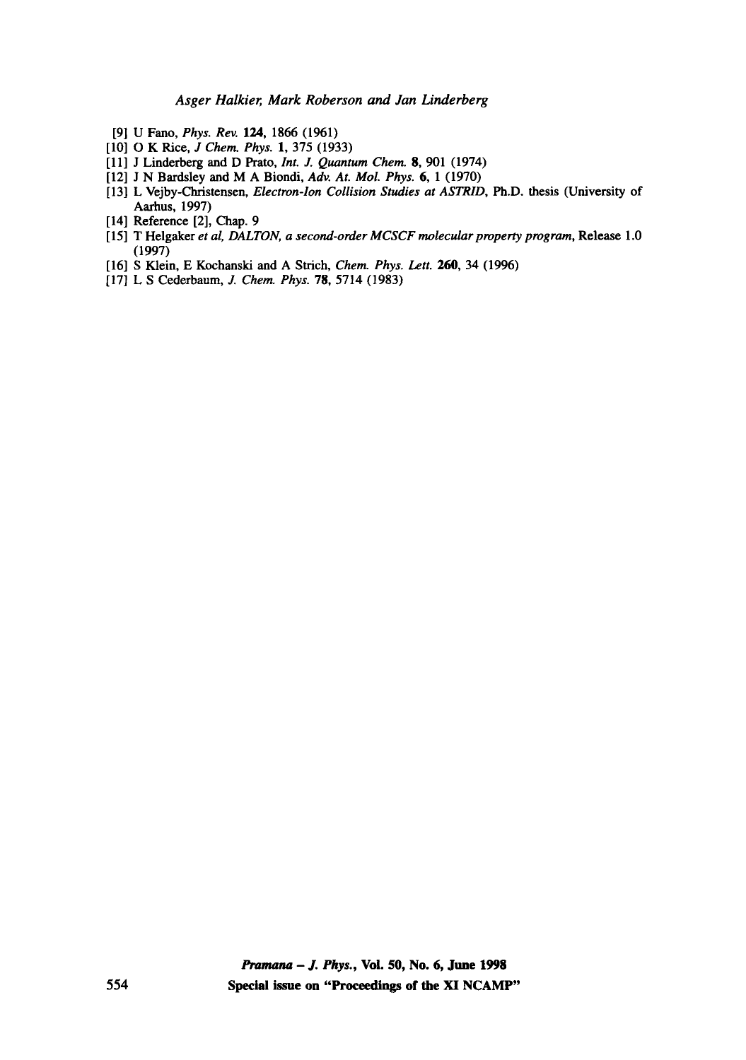- [9] U Fano, *Phys. Rev.* **124**, 1866 (1961)
- [10] O K Rice, *J Chem. Phys.* **1**, 375 (1933)
- [11] J Linderberg and D Prato, *Int. J. Quantum Chem.* **8**, 901 (1974)
- [12] J N Bardsley and M A Biondi, *Adv. At. Mol. Phys.* **6**, 1 (1970)
- [13] L Vejby-Christensen, *Electron-Ion Collision Studies at ASTRID*, Ph.D. thesis (University of Aarhus, 1997)
- [14] Reference [2], Chap. 9
- [15] T Helgaker *et al, DALTON, a second-order MCSCF molecular property program*, Release 1.0 (1997)
- [16] S Klein, E Kochanski and A Strich, *Chem. Phys. Lett.* **260**, 34 (1996)
- [17] L S Cederbaum, *J. Chem. Phys.* **78**, 5714 (1983)